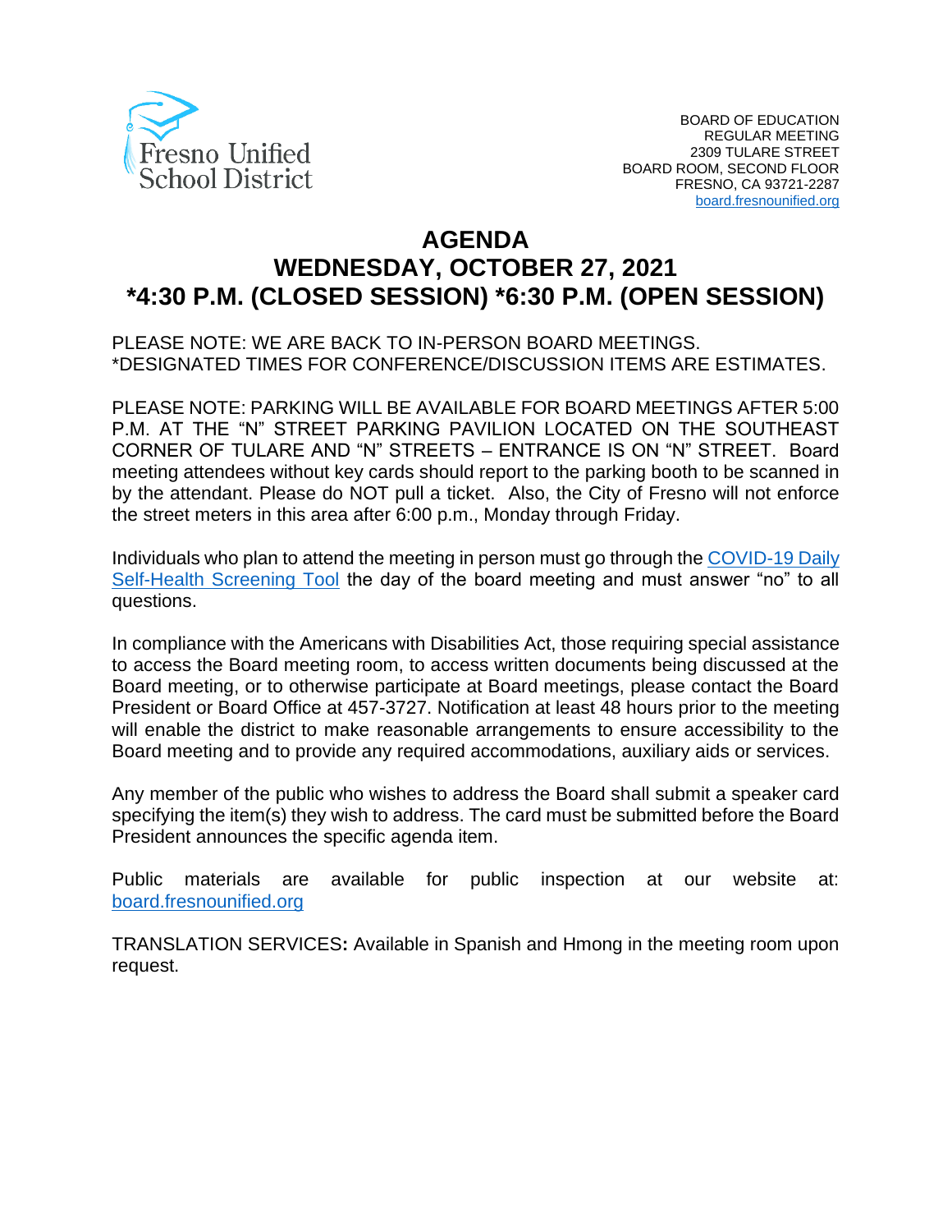Fresno Unified School District

BOARD OF EDUCATION
REGULAR MEETING
2309 TULARE STREET
BOARD ROOM, SECOND FLOOR
FRESNO, CA 93721-2287
[board.fresnounified.org](board.fresnounified.org)

# AGENDA
# WEDNESDAY, OCTOBER 27, 2021
# *4:30 P.M. (CLOSED SESSION) *6:30 P.M. (OPEN SESSION)

PLEASE NOTE: WE ARE BACK TO IN-PERSON BOARD MEETINGS.
*DESIGNATED TIMES FOR CONFERENCE/DISCUSSION ITEMS ARE ESTIMATES.

PLEASE NOTE: PARKING WILL BE AVAILABLE FOR BOARD MEETINGS AFTER 5:00 P.M. AT THE "N" STREET PARKING PAVILION LOCATED ON THE SOUTHEAST CORNER OF TULARE AND "N" STREETS – ENTRANCE IS ON "N" STREET. Board meeting attendees without key cards should report to the parking booth to be scanned in by the attendant. Please do NOT pull a ticket. Also, the City of Fresno will not enforce the street meters in this area after 6:00 p.m., Monday through Friday.

Individuals who plan to attend the meeting in person must go through the COVID-19 Daily Self-Health Screening Tool the day of the board meeting and must answer "no" to all questions.

In compliance with the Americans with Disabilities Act, those requiring special assistance to access the Board meeting room, to access written documents being discussed at the Board meeting, or to otherwise participate at Board meetings, please contact the Board President or Board Office at 457-3727. Notification at least 48 hours prior to the meeting will enable the district to make reasonable arrangements to ensure accessibility to the Board meeting and to provide any required accommodations, auxiliary aids or services.

Any member of the public who wishes to address the Board shall submit a speaker card specifying the item(s) they wish to address. The card must be submitted before the Board President announces the specific agenda item.

Public materials are available for public inspection at our website at: [board.fresnounified.org](board.fresnounified.org)

TRANSLATION SERVICES**:** Available in Spanish and Hmong in the meeting room upon request.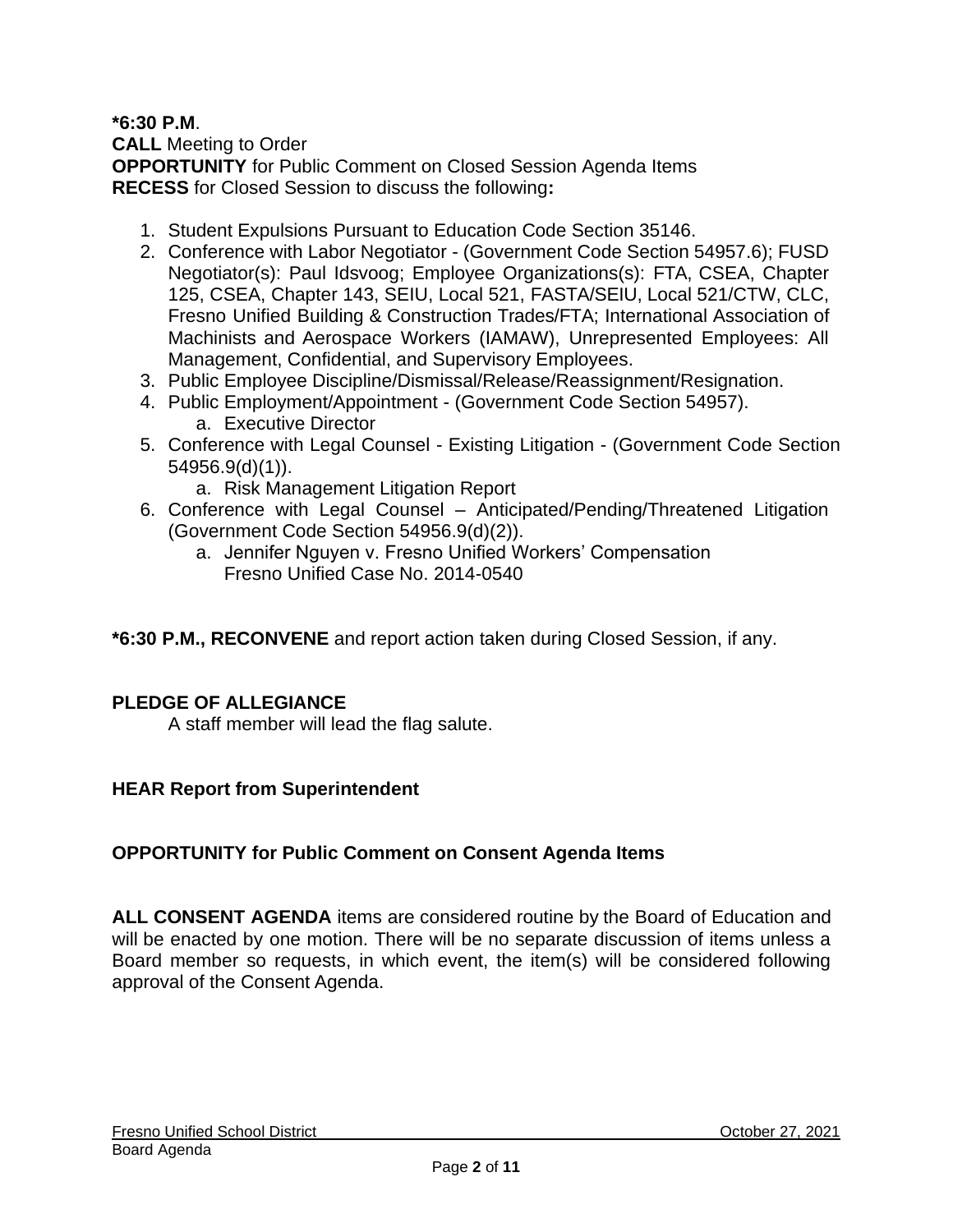**\*6:30 P.M**.
**CALL** Meeting to Order
**OPPORTUNITY** for Public Comment on Closed Session Agenda Items
**RECESS** for Closed Session to discuss the following**:**

1. Student Expulsions Pursuant to Education Code Section 35146.
2. Conference with Labor Negotiator - (Government Code Section 54957.6); FUSD Negotiator(s): Paul Idsvoog; Employee Organizations(s): FTA, CSEA, Chapter 125, CSEA, Chapter 143, SEIU, Local 521, FASTA/SEIU, Local 521/CTW, CLC, Fresno Unified Building & Construction Trades/FTA; International Association of Machinists and Aerospace Workers (IAMAW), Unrepresented Employees: All Management, Confidential, and Supervisory Employees.
3. Public Employee Discipline/Dismissal/Release/Reassignment/Resignation.
4. Public Employment/Appointment - (Government Code Section 54957).
    a. Executive Director
5. Conference with Legal Counsel - Existing Litigation - (Government Code Section 54956.9(d)(1)).
    a. Risk Management Litigation Report
6. Conference with Legal Counsel – Anticipated/Pending/Threatened Litigation (Government Code Section 54956.9(d)(2)).
    a. Jennifer Nguyen v. Fresno Unified Workers' Compensation
       Fresno Unified Case No. 2014-0540

**\*6:30 P.M., RECONVENE** and report action taken during Closed Session, if any.

**PLEDGE OF ALLEGIANCE**
A staff member will lead the flag salute.

**HEAR Report from Superintendent**

**OPPORTUNITY for Public Comment on Consent Agenda Items**

**ALL CONSENT AGENDA** items are considered routine by the Board of Education and will be enacted by one motion. There will be no separate discussion of items unless a Board member so requests, in which event, the item(s) will be considered following approval of the Consent Agenda.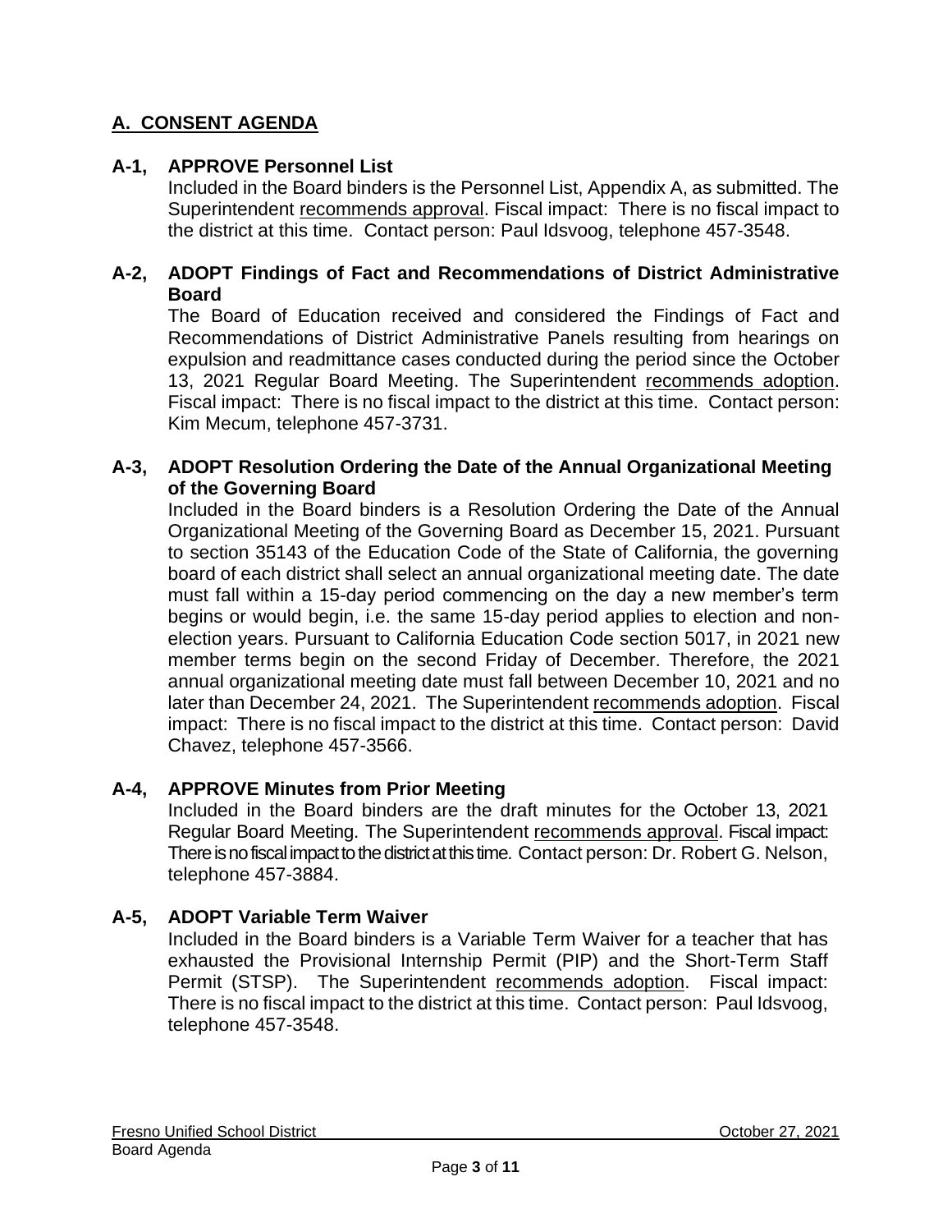## A. CONSENT AGENDA

### A-1, APPROVE Personnel List

Included in the Board binders is the Personnel List, Appendix A, as submitted. The Superintendent recommends approval. Fiscal impact: There is no fiscal impact to the district at this time. Contact person: Paul Idsvoog, telephone 457-3548.

### A-2, ADOPT Findings of Fact and Recommendations of District Administrative Board

The Board of Education received and considered the Findings of Fact and Recommendations of District Administrative Panels resulting from hearings on expulsion and readmittance cases conducted during the period since the October 13, 2021 Regular Board Meeting. The Superintendent recommends adoption. Fiscal impact: There is no fiscal impact to the district at this time. Contact person: Kim Mecum, telephone 457-3731.

### A-3, ADOPT Resolution Ordering the Date of the Annual Organizational Meeting of the Governing Board

Included in the Board binders is a Resolution Ordering the Date of the Annual Organizational Meeting of the Governing Board as December 15, 2021. Pursuant to section 35143 of the Education Code of the State of California, the governing board of each district shall select an annual organizational meeting date. The date must fall within a 15-day period commencing on the day a new member's term begins or would begin, i.e. the same 15-day period applies to election and non-election years. Pursuant to California Education Code section 5017, in 2021 new member terms begin on the second Friday of December. Therefore, the 2021 annual organizational meeting date must fall between December 10, 2021 and no later than December 24, 2021. The Superintendent recommends adoption. Fiscal impact: There is no fiscal impact to the district at this time. Contact person: David Chavez, telephone 457-3566.

### A-4, APPROVE Minutes from Prior Meeting

Included in the Board binders are the draft minutes for the October 13, 2021 Regular Board Meeting. The Superintendent recommends approval. Fiscal impact: There is no fiscal impact to the district at this time. Contact person: Dr. Robert G. Nelson, telephone 457-3884.

### A-5, ADOPT Variable Term Waiver

Included in the Board binders is a Variable Term Waiver for a teacher that has exhausted the Provisional Internship Permit (PIP) and the Short-Term Staff Permit (STSP). The Superintendent recommends adoption. Fiscal impact: There is no fiscal impact to the district at this time. Contact person: Paul Idsvoog, telephone 457-3548.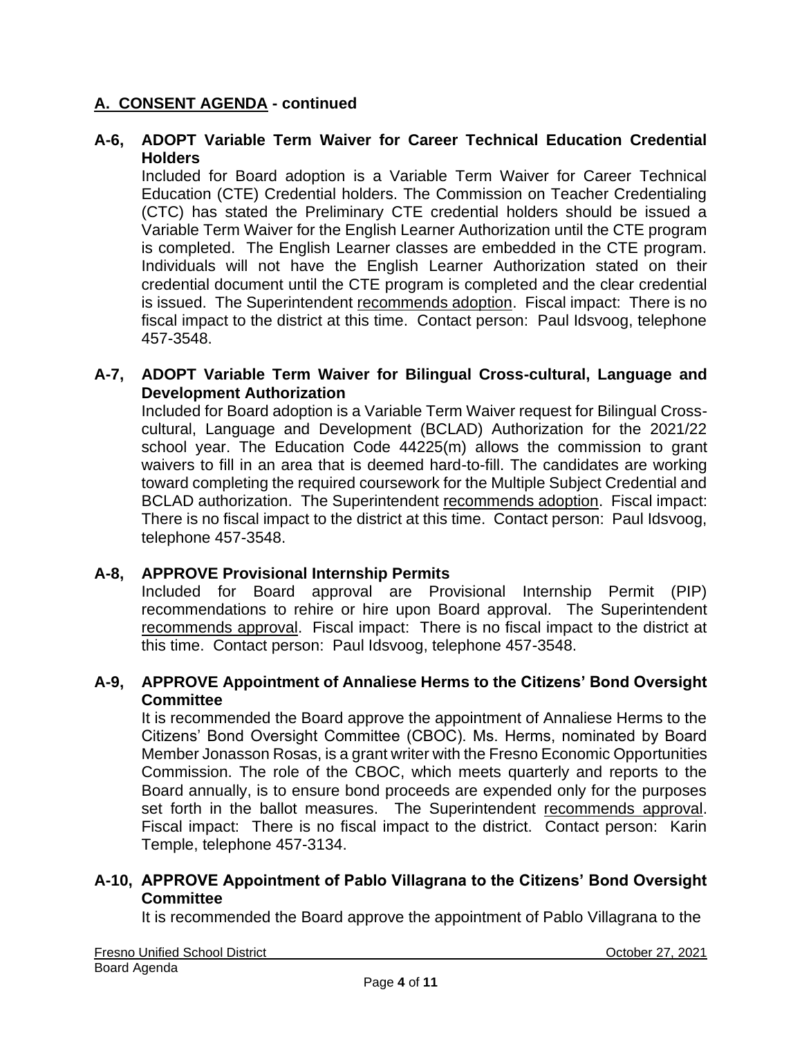## A. CONSENT AGENDA - continued

**A-6, ADOPT Variable Term Waiver for Career Technical Education Credential Holders**

Included for Board adoption is a Variable Term Waiver for Career Technical Education (CTE) Credential holders. The Commission on Teacher Credentialing (CTC) has stated the Preliminary CTE credential holders should be issued a Variable Term Waiver for the English Learner Authorization until the CTE program is completed. The English Learner classes are embedded in the CTE program. Individuals will not have the English Learner Authorization stated on their credential document until the CTE program is completed and the clear credential is issued. The Superintendent recommends adoption. Fiscal impact: There is no fiscal impact to the district at this time. Contact person: Paul Idsvoog, telephone 457-3548.

**A-7, ADOPT Variable Term Waiver for Bilingual Cross-cultural, Language and Development Authorization**

Included for Board adoption is a Variable Term Waiver request for Bilingual Cross-cultural, Language and Development (BCLAD) Authorization for the 2021/22 school year. The Education Code 44225(m) allows the commission to grant waivers to fill in an area that is deemed hard-to-fill. The candidates are working toward completing the required coursework for the Multiple Subject Credential and BCLAD authorization. The Superintendent recommends adoption. Fiscal impact: There is no fiscal impact to the district at this time. Contact person: Paul Idsvoog, telephone 457-3548.

**A-8, APPROVE Provisional Internship Permits**

Included for Board approval are Provisional Internship Permit (PIP) recommendations to rehire or hire upon Board approval. The Superintendent recommends approval. Fiscal impact: There is no fiscal impact to the district at this time. Contact person: Paul Idsvoog, telephone 457-3548.

**A-9, APPROVE Appointment of Annaliese Herms to the Citizens' Bond Oversight Committee**

It is recommended the Board approve the appointment of Annaliese Herms to the Citizens' Bond Oversight Committee (CBOC). Ms. Herms, nominated by Board Member Jonasson Rosas, is a grant writer with the Fresno Economic Opportunities Commission. The role of the CBOC, which meets quarterly and reports to the Board annually, is to ensure bond proceeds are expended only for the purposes set forth in the ballot measures. The Superintendent recommends approval. Fiscal impact: There is no fiscal impact to the district. Contact person: Karin Temple, telephone 457-3134.

**A-10, APPROVE Appointment of Pablo Villagrana to the Citizens' Bond Oversight Committee**

It is recommended the Board approve the appointment of Pablo Villagrana to the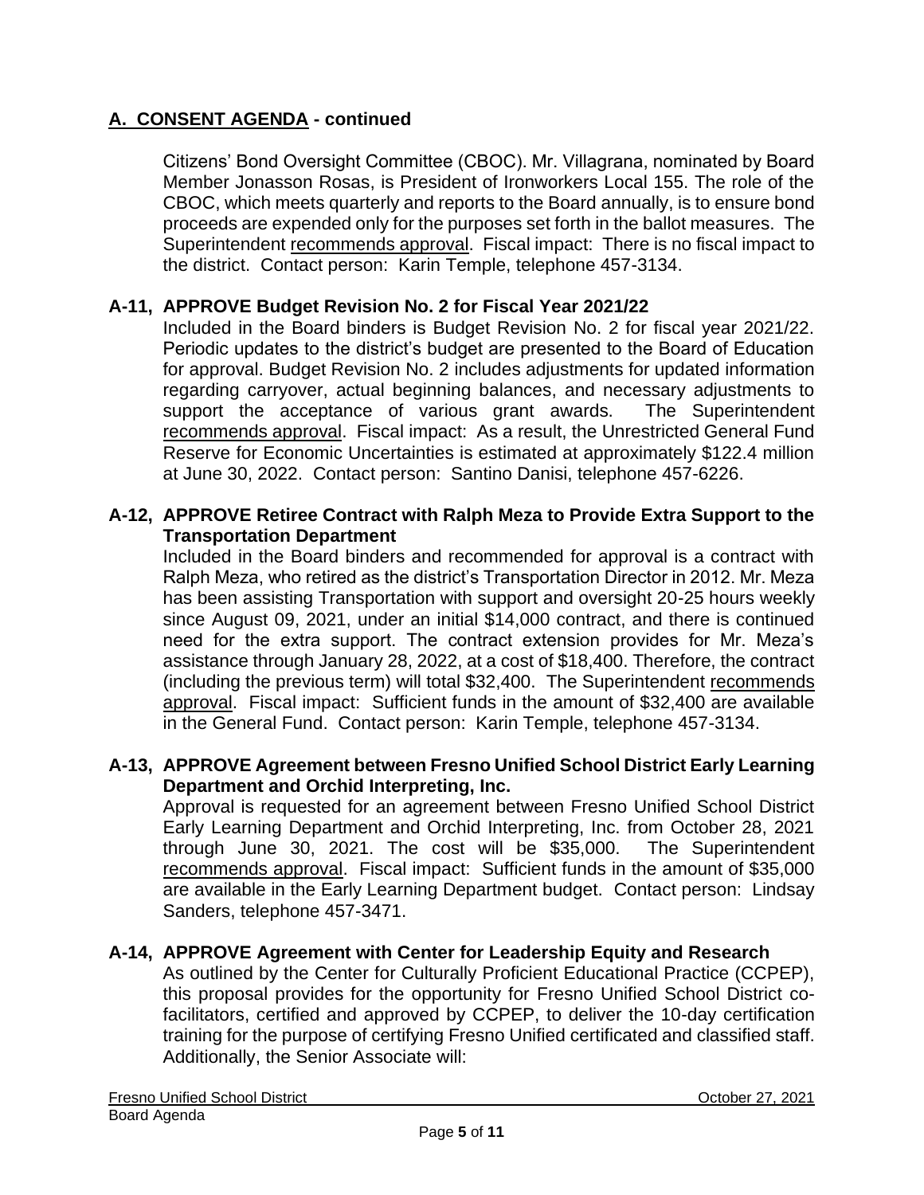## A. CONSENT AGENDA - continued

Citizens' Bond Oversight Committee (CBOC). Mr. Villagrana, nominated by Board Member Jonasson Rosas, is President of Ironworkers Local 155. The role of the CBOC, which meets quarterly and reports to the Board annually, is to ensure bond proceeds are expended only for the purposes set forth in the ballot measures. The Superintendent recommends approval. Fiscal impact: There is no fiscal impact to the district. Contact person: Karin Temple, telephone 457-3134.

### A-11, APPROVE Budget Revision No. 2 for Fiscal Year 2021/22

Included in the Board binders is Budget Revision No. 2 for fiscal year 2021/22. Periodic updates to the district's budget are presented to the Board of Education for approval. Budget Revision No. 2 includes adjustments for updated information regarding carryover, actual beginning balances, and necessary adjustments to support the acceptance of various grant awards. The Superintendent recommends approval. Fiscal impact: As a result, the Unrestricted General Fund Reserve for Economic Uncertainties is estimated at approximately $122.4 million at June 30, 2022. Contact person: Santino Danisi, telephone 457-6226.

### A-12, APPROVE Retiree Contract with Ralph Meza to Provide Extra Support to the Transportation Department

Included in the Board binders and recommended for approval is a contract with Ralph Meza, who retired as the district's Transportation Director in 2012. Mr. Meza has been assisting Transportation with support and oversight 20-25 hours weekly since August 09, 2021, under an initial $14,000 contract, and there is continued need for the extra support. The contract extension provides for Mr. Meza's assistance through January 28, 2022, at a cost of $18,400. Therefore, the contract (including the previous term) will total $32,400. The Superintendent recommends approval. Fiscal impact: Sufficient funds in the amount of $32,400 are available in the General Fund. Contact person: Karin Temple, telephone 457-3134.

### A-13, APPROVE Agreement between Fresno Unified School District Early Learning Department and Orchid Interpreting, Inc.

Approval is requested for an agreement between Fresno Unified School District Early Learning Department and Orchid Interpreting, Inc. from October 28, 2021 through June 30, 2021. The cost will be $35,000. The Superintendent recommends approval. Fiscal impact: Sufficient funds in the amount of $35,000 are available in the Early Learning Department budget. Contact person: Lindsay Sanders, telephone 457-3471.

### A-14, APPROVE Agreement with Center for Leadership Equity and Research

As outlined by the Center for Culturally Proficient Educational Practice (CCPEP), this proposal provides for the opportunity for Fresno Unified School District co-facilitators, certified and approved by CCPEP, to deliver the 10-day certification training for the purpose of certifying Fresno Unified certificated and classified staff. Additionally, the Senior Associate will: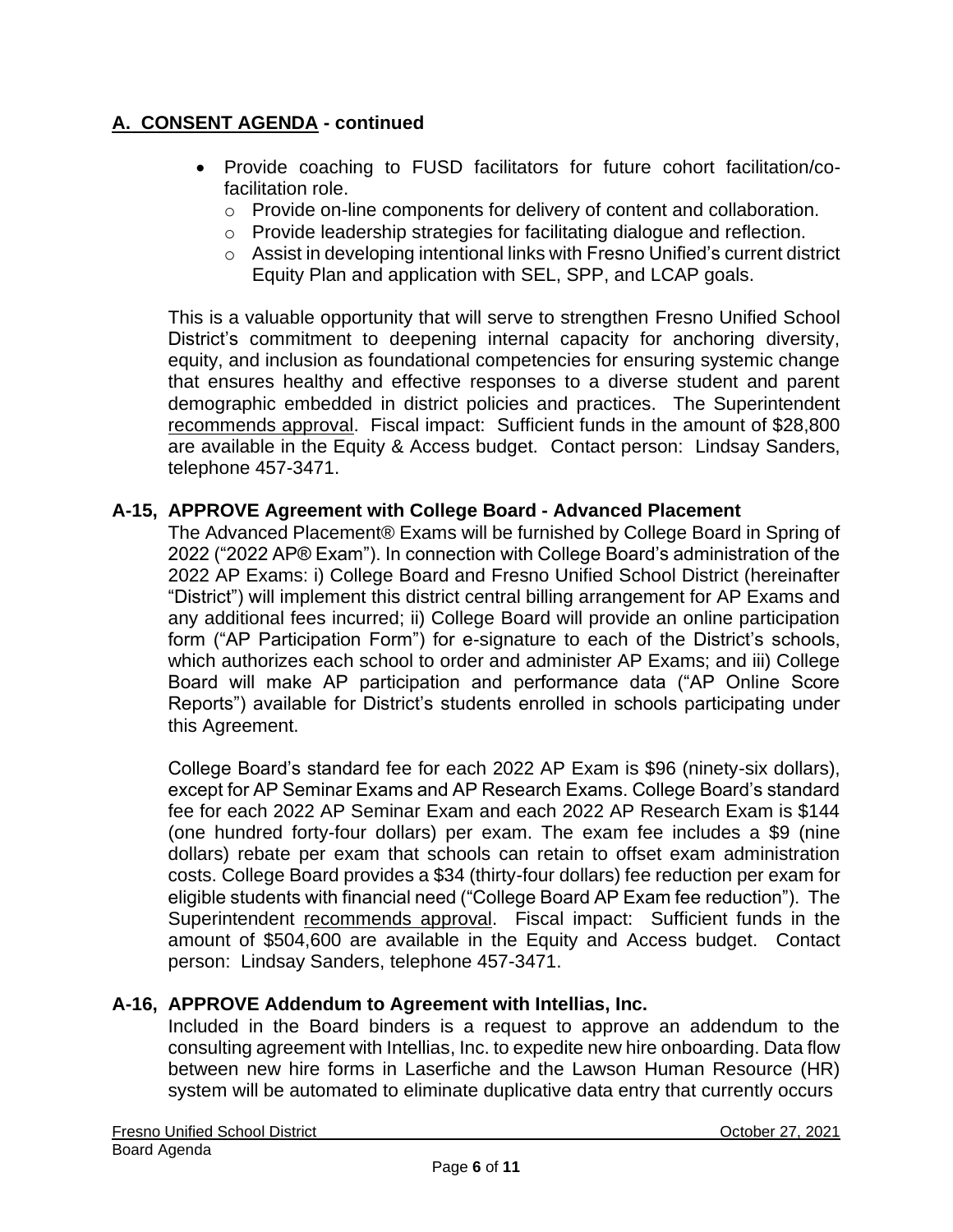## A. CONSENT AGENDA - continued

- Provide coaching to FUSD facilitators for future cohort facilitation/co-facilitation role.
  - Provide on-line components for delivery of content and collaboration.
  - Provide leadership strategies for facilitating dialogue and reflection.
  - Assist in developing intentional links with Fresno Unified's current district Equity Plan and application with SEL, SPP, and LCAP goals.

This is a valuable opportunity that will serve to strengthen Fresno Unified School District's commitment to deepening internal capacity for anchoring diversity, equity, and inclusion as foundational competencies for ensuring systemic change that ensures healthy and effective responses to a diverse student and parent demographic embedded in district policies and practices. The Superintendent recommends approval. Fiscal impact: Sufficient funds in the amount of $28,800 are available in the Equity & Access budget. Contact person: Lindsay Sanders, telephone 457-3471.

### A-15, APPROVE Agreement with College Board - Advanced Placement

The Advanced Placement® Exams will be furnished by College Board in Spring of 2022 ("2022 AP® Exam"). In connection with College Board's administration of the 2022 AP Exams: i) College Board and Fresno Unified School District (hereinafter "District") will implement this district central billing arrangement for AP Exams and any additional fees incurred; ii) College Board will provide an online participation form ("AP Participation Form") for e-signature to each of the District's schools, which authorizes each school to order and administer AP Exams; and iii) College Board will make AP participation and performance data ("AP Online Score Reports") available for District's students enrolled in schools participating under this Agreement.

College Board's standard fee for each 2022 AP Exam is $96 (ninety-six dollars), except for AP Seminar Exams and AP Research Exams. College Board's standard fee for each 2022 AP Seminar Exam and each 2022 AP Research Exam is $144 (one hundred forty-four dollars) per exam. The exam fee includes a $9 (nine dollars) rebate per exam that schools can retain to offset exam administration costs. College Board provides a $34 (thirty-four dollars) fee reduction per exam for eligible students with financial need ("College Board AP Exam fee reduction"). The Superintendent recommends approval. Fiscal impact: Sufficient funds in the amount of $504,600 are available in the Equity and Access budget. Contact person: Lindsay Sanders, telephone 457-3471.

### A-16, APPROVE Addendum to Agreement with Intellias, Inc.

Included in the Board binders is a request to approve an addendum to the consulting agreement with Intellias, Inc. to expedite new hire onboarding. Data flow between new hire forms in Laserfiche and the Lawson Human Resource (HR) system will be automated to eliminate duplicative data entry that currently occurs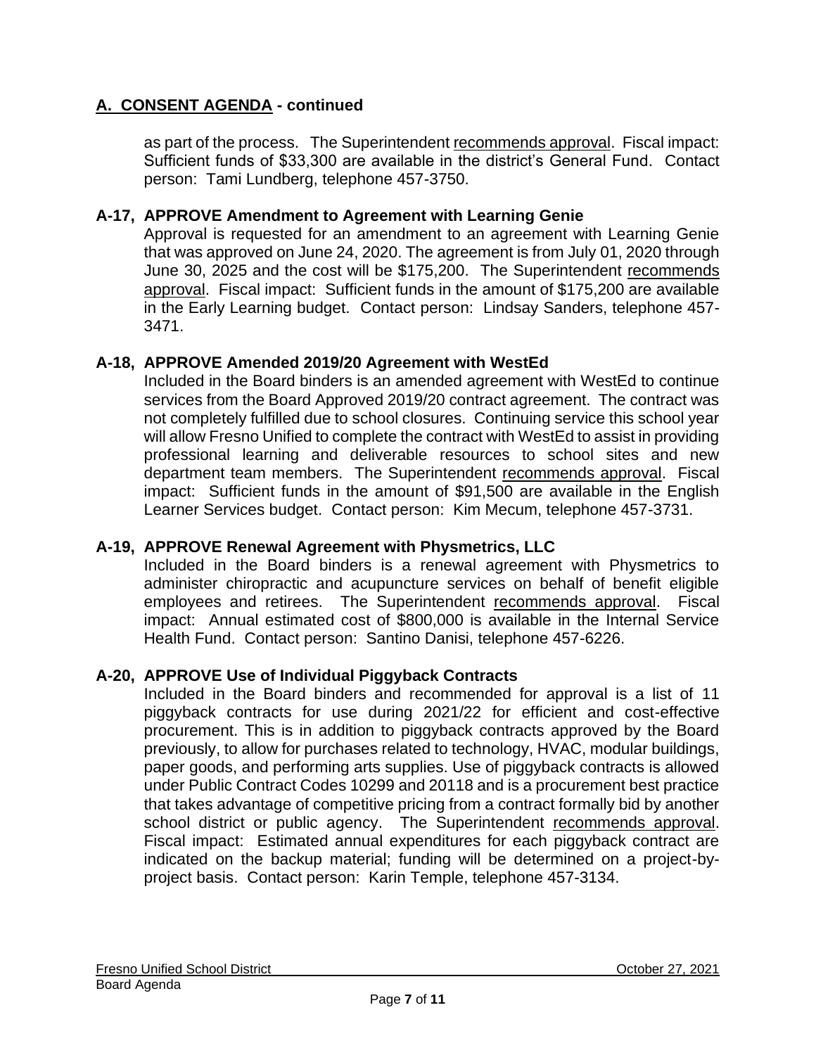## A. CONSENT AGENDA - continued

as part of the process. The Superintendent recommends approval. Fiscal impact: Sufficient funds of $33,300 are available in the district's General Fund. Contact person: Tami Lundberg, telephone 457-3750.

### A-17, APPROVE Amendment to Agreement with Learning Genie

Approval is requested for an amendment to an agreement with Learning Genie that was approved on June 24, 2020. The agreement is from July 01, 2020 through June 30, 2025 and the cost will be $175,200. The Superintendent recommends approval. Fiscal impact: Sufficient funds in the amount of $175,200 are available in the Early Learning budget. Contact person: Lindsay Sanders, telephone 457-3471.

### A-18, APPROVE Amended 2019/20 Agreement with WestEd

Included in the Board binders is an amended agreement with WestEd to continue services from the Board Approved 2019/20 contract agreement. The contract was not completely fulfilled due to school closures. Continuing service this school year will allow Fresno Unified to complete the contract with WestEd to assist in providing professional learning and deliverable resources to school sites and new department team members. The Superintendent recommends approval. Fiscal impact: Sufficient funds in the amount of $91,500 are available in the English Learner Services budget. Contact person: Kim Mecum, telephone 457-3731.

### A-19, APPROVE Renewal Agreement with Physmetrics, LLC

Included in the Board binders is a renewal agreement with Physmetrics to administer chiropractic and acupuncture services on behalf of benefit eligible employees and retirees. The Superintendent recommends approval. Fiscal impact: Annual estimated cost of $800,000 is available in the Internal Service Health Fund. Contact person: Santino Danisi, telephone 457-6226.

### A-20, APPROVE Use of Individual Piggyback Contracts

Included in the Board binders and recommended for approval is a list of 11 piggyback contracts for use during 2021/22 for efficient and cost-effective procurement. This is in addition to piggyback contracts approved by the Board previously, to allow for purchases related to technology, HVAC, modular buildings, paper goods, and performing arts supplies. Use of piggyback contracts is allowed under Public Contract Codes 10299 and 20118 and is a procurement best practice that takes advantage of competitive pricing from a contract formally bid by another school district or public agency. The Superintendent recommends approval. Fiscal impact: Estimated annual expenditures for each piggyback contract are indicated on the backup material; funding will be determined on a project-by-project basis. Contact person: Karin Temple, telephone 457-3134.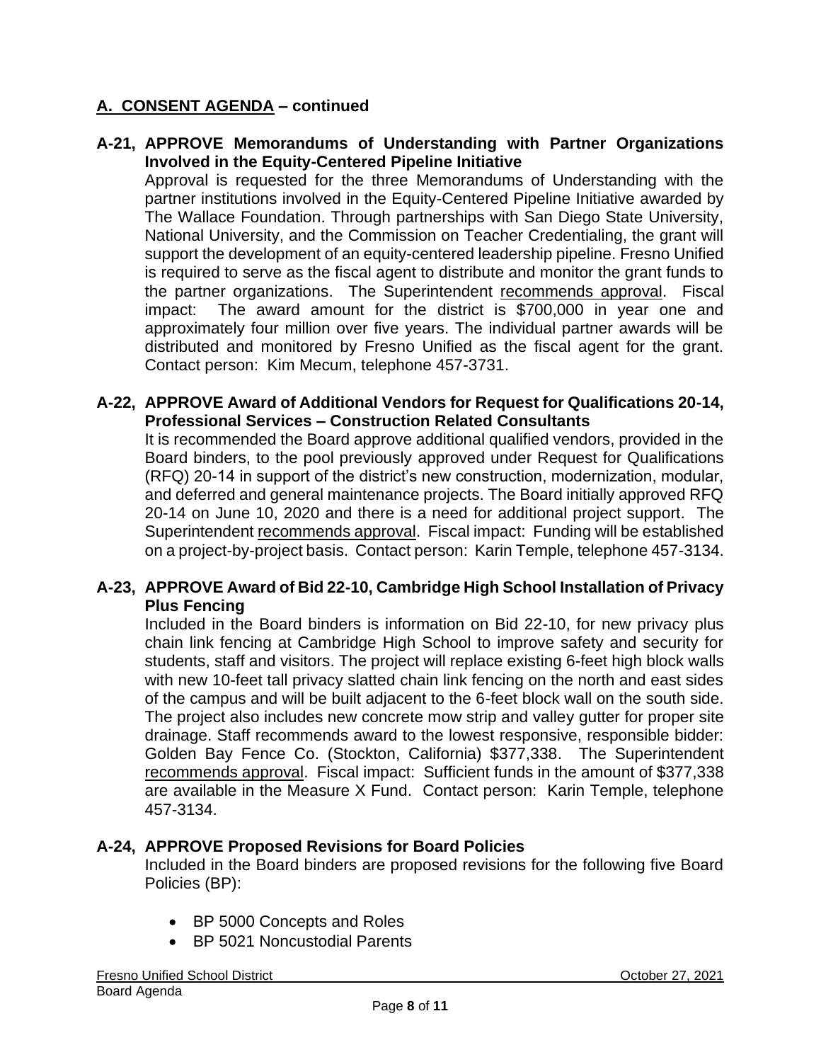## A. CONSENT AGENDA – continued

**A-21, APPROVE Memorandums of Understanding with Partner Organizations Involved in the Equity-Centered Pipeline Initiative**

Approval is requested for the three Memorandums of Understanding with the partner institutions involved in the Equity-Centered Pipeline Initiative awarded by The Wallace Foundation. Through partnerships with San Diego State University, National University, and the Commission on Teacher Credentialing, the grant will support the development of an equity-centered leadership pipeline. Fresno Unified is required to serve as the fiscal agent to distribute and monitor the grant funds to the partner organizations. The Superintendent recommends approval. Fiscal impact: The award amount for the district is $700,000 in year one and approximately four million over five years. The individual partner awards will be distributed and monitored by Fresno Unified as the fiscal agent for the grant. Contact person: Kim Mecum, telephone 457-3731.

**A-22, APPROVE Award of Additional Vendors for Request for Qualifications 20-14, Professional Services – Construction Related Consultants**

It is recommended the Board approve additional qualified vendors, provided in the Board binders, to the pool previously approved under Request for Qualifications (RFQ) 20-14 in support of the district's new construction, modernization, modular, and deferred and general maintenance projects. The Board initially approved RFQ 20-14 on June 10, 2020 and there is a need for additional project support. The Superintendent recommends approval. Fiscal impact: Funding will be established on a project-by-project basis. Contact person: Karin Temple, telephone 457-3134.

**A-23, APPROVE Award of Bid 22-10, Cambridge High School Installation of Privacy Plus Fencing**

Included in the Board binders is information on Bid 22-10, for new privacy plus chain link fencing at Cambridge High School to improve safety and security for students, staff and visitors. The project will replace existing 6-feet high block walls with new 10-feet tall privacy slatted chain link fencing on the north and east sides of the campus and will be built adjacent to the 6-feet block wall on the south side. The project also includes new concrete mow strip and valley gutter for proper site drainage. Staff recommends award to the lowest responsive, responsible bidder: Golden Bay Fence Co. (Stockton, California) $377,338. The Superintendent recommends approval. Fiscal impact: Sufficient funds in the amount of $377,338 are available in the Measure X Fund. Contact person: Karin Temple, telephone 457-3134.

**A-24, APPROVE Proposed Revisions for Board Policies**

Included in the Board binders are proposed revisions for the following five Board Policies (BP):

- BP 5000 Concepts and Roles
- BP 5021 Noncustodial Parents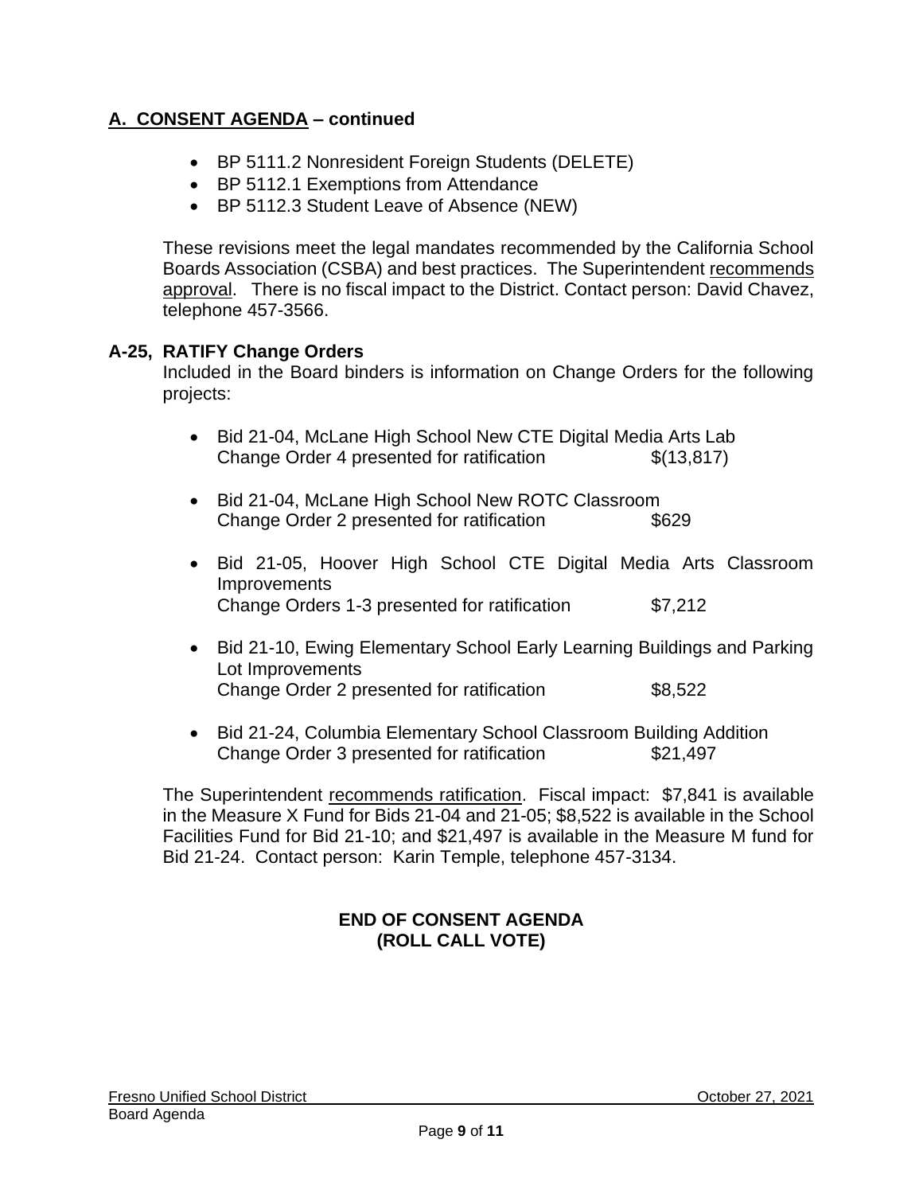## A. CONSENT AGENDA – continued

- BP 5111.2 Nonresident Foreign Students (DELETE)
- BP 5112.1 Exemptions from Attendance
- BP 5112.3 Student Leave of Absence (NEW)

These revisions meet the legal mandates recommended by the California School Boards Association (CSBA) and best practices. The Superintendent recommends approval. There is no fiscal impact to the District. Contact person: David Chavez, telephone 457-3566.

**A-25, RATIFY Change Orders**

Included in the Board binders is information on Change Orders for the following projects:

- Bid 21-04, McLane High School New CTE Digital Media Arts Lab
  Change Order 4 presented for ratification $(13,817)

- Bid 21-04, McLane High School New ROTC Classroom
  Change Order 2 presented for ratification $629

- Bid 21-05, Hoover High School CTE Digital Media Arts Classroom Improvements
  Change Orders 1-3 presented for ratification $7,212

- Bid 21-10, Ewing Elementary School Early Learning Buildings and Parking Lot Improvements
  Change Order 2 presented for ratification $8,522

- Bid 21-24, Columbia Elementary School Classroom Building Addition
  Change Order 3 presented for ratification $21,497

The Superintendent recommends ratification. Fiscal impact: $7,841 is available in the Measure X Fund for Bids 21-04 and 21-05; $8,522 is available in the School Facilities Fund for Bid 21-10; and $21,497 is available in the Measure M fund for Bid 21-24. Contact person: Karin Temple, telephone 457-3134.

**END OF CONSENT AGENDA**
**(ROLL CALL VOTE)**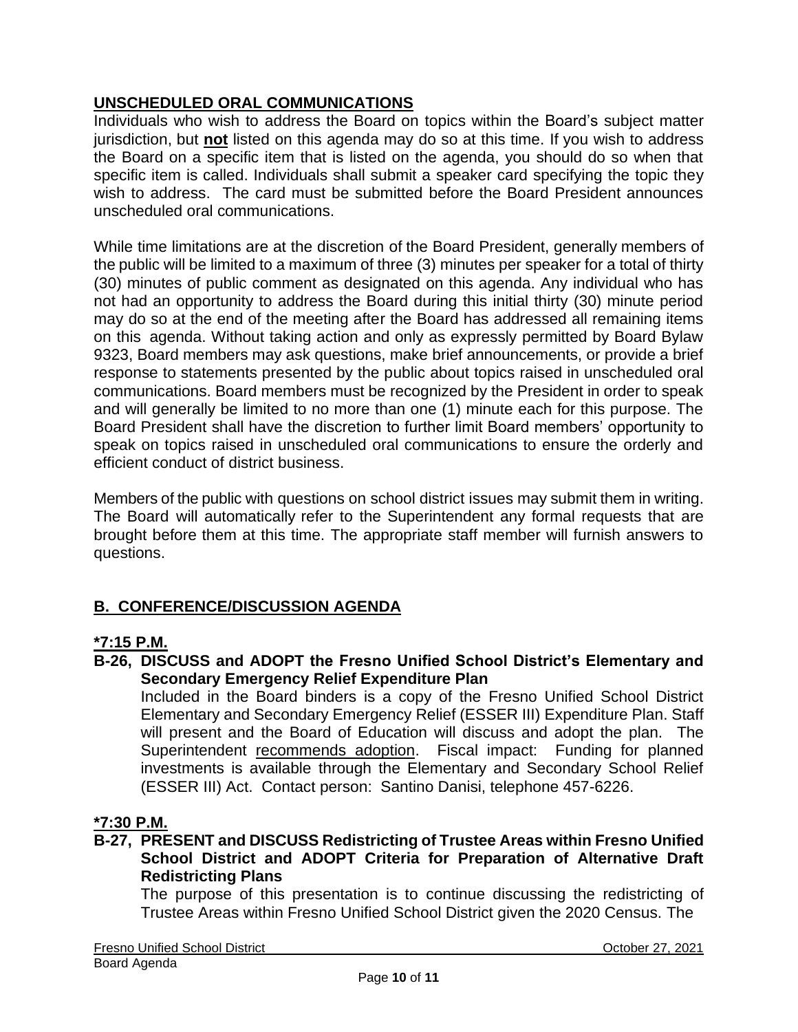## UNSCHEDULED ORAL COMMUNICATIONS

Individuals who wish to address the Board on topics within the Board's subject matter jurisdiction, but **not** listed on this agenda may do so at this time. If you wish to address the Board on a specific item that is listed on the agenda, you should do so when that specific item is called. Individuals shall submit a speaker card specifying the topic they wish to address. The card must be submitted before the Board President announces unscheduled oral communications.

While time limitations are at the discretion of the Board President, generally members of the public will be limited to a maximum of three (3) minutes per speaker for a total of thirty (30) minutes of public comment as designated on this agenda. Any individual who has not had an opportunity to address the Board during this initial thirty (30) minute period may do so at the end of the meeting after the Board has addressed all remaining items on this agenda. Without taking action and only as expressly permitted by Board Bylaw 9323, Board members may ask questions, make brief announcements, or provide a brief response to statements presented by the public about topics raised in unscheduled oral communications. Board members must be recognized by the President in order to speak and will generally be limited to no more than one (1) minute each for this purpose. The Board President shall have the discretion to further limit Board members' opportunity to speak on topics raised in unscheduled oral communications to ensure the orderly and efficient conduct of district business.

Members of the public with questions on school district issues may submit them in writing. The Board will automatically refer to the Superintendent any formal requests that are brought before them at this time. The appropriate staff member will furnish answers to questions.

## B. CONFERENCE/DISCUSSION AGENDA

**\*7:15 P.M.**

**B-26, DISCUSS and ADOPT the Fresno Unified School District's Elementary and Secondary Emergency Relief Expenditure Plan**

Included in the Board binders is a copy of the Fresno Unified School District Elementary and Secondary Emergency Relief (ESSER III) Expenditure Plan. Staff will present and the Board of Education will discuss and adopt the plan. The Superintendent recommends adoption. Fiscal impact: Funding for planned investments is available through the Elementary and Secondary School Relief (ESSER III) Act. Contact person: Santino Danisi, telephone 457-6226.

**\*7:30 P.M.**

**B-27, PRESENT and DISCUSS Redistricting of Trustee Areas within Fresno Unified School District and ADOPT Criteria for Preparation of Alternative Draft Redistricting Plans**

The purpose of this presentation is to continue discussing the redistricting of Trustee Areas within Fresno Unified School District given the 2020 Census. The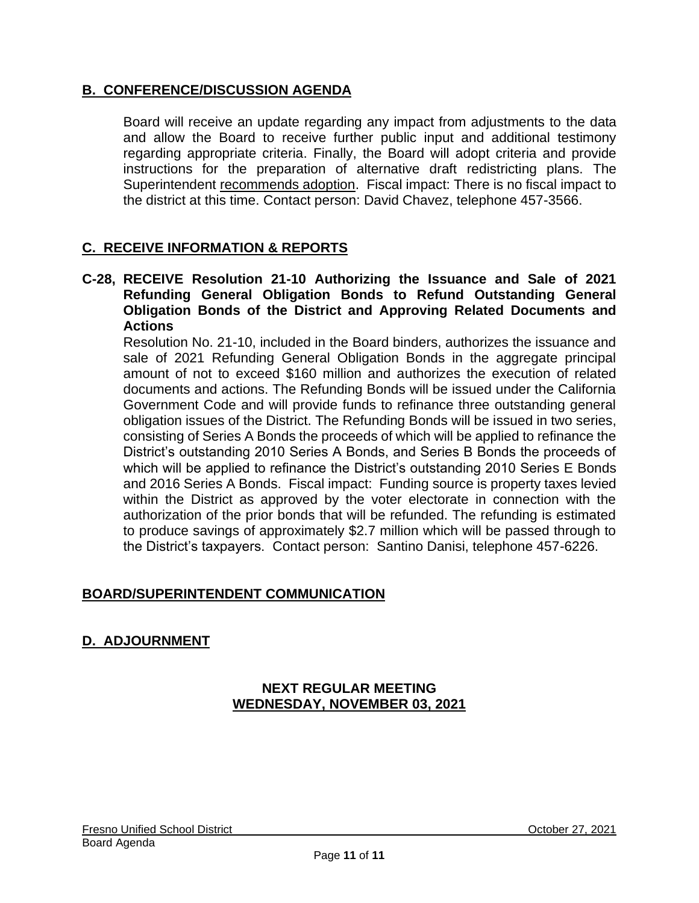## B. CONFERENCE/DISCUSSION AGENDA

Board will receive an update regarding any impact from adjustments to the data and allow the Board to receive further public input and additional testimony regarding appropriate criteria. Finally, the Board will adopt criteria and provide instructions for the preparation of alternative draft redistricting plans. The Superintendent recommends adoption. Fiscal impact: There is no fiscal impact to the district at this time. Contact person: David Chavez, telephone 457-3566.

## C. RECEIVE INFORMATION & REPORTS

**C-28, RECEIVE Resolution 21-10 Authorizing the Issuance and Sale of 2021 Refunding General Obligation Bonds to Refund Outstanding General Obligation Bonds of the District and Approving Related Documents and Actions**

Resolution No. 21-10, included in the Board binders, authorizes the issuance and sale of 2021 Refunding General Obligation Bonds in the aggregate principal amount of not to exceed $160 million and authorizes the execution of related documents and actions. The Refunding Bonds will be issued under the California Government Code and will provide funds to refinance three outstanding general obligation issues of the District. The Refunding Bonds will be issued in two series, consisting of Series A Bonds the proceeds of which will be applied to refinance the District's outstanding 2010 Series A Bonds, and Series B Bonds the proceeds of which will be applied to refinance the District's outstanding 2010 Series E Bonds and 2016 Series A Bonds. Fiscal impact: Funding source is property taxes levied within the District as approved by the voter electorate in connection with the authorization of the prior bonds that will be refunded. The refunding is estimated to produce savings of approximately $2.7 million which will be passed through to the District's taxpayers. Contact person: Santino Danisi, telephone 457-6226.

## BOARD/SUPERINTENDENT COMMUNICATION

## D. ADJOURNMENT

**NEXT REGULAR MEETING**
**WEDNESDAY, NOVEMBER 03, 2021**